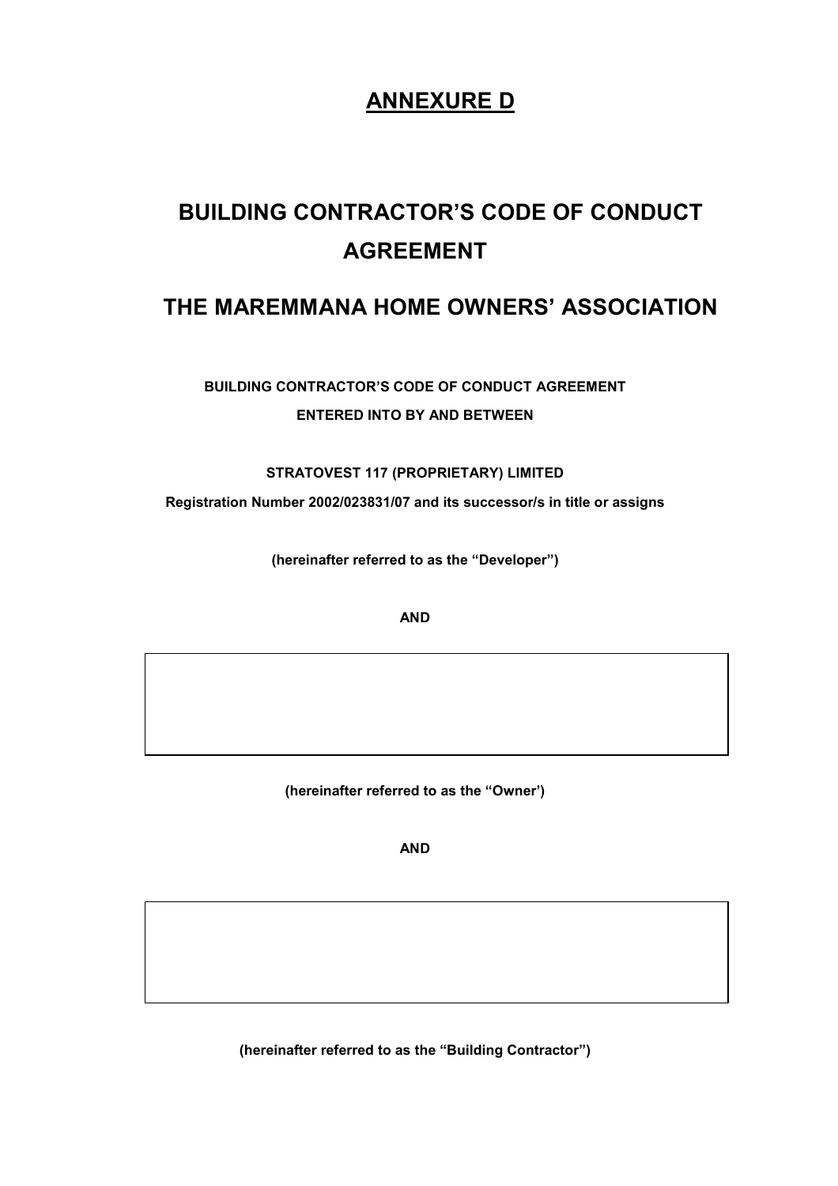# ANNEXURE D

# BUILDING CONTRACTOR'S CODE OF CONDUCT AGREEMENT

# THE MAREMMANA HOME OWNERS' ASSOCIATION

**BUILDING CONTRACTOR'S CODE OF CONDUCT AGREEMENT**

**ENTERED INTO BY AND BETWEEN**

**STRATOVEST 117 (PROPRIETARY) LIMITED**

**Registration Number 2002/023831/07 and its successor/s in title or assigns**

**(hereinafter referred to as the "Developer")**

**AND**

| |
|---|
| |

**(hereinafter referred to as the "Owner')**

**AND**

| |
|---|
| |

**(hereinafter referred to as the "Building Contractor")**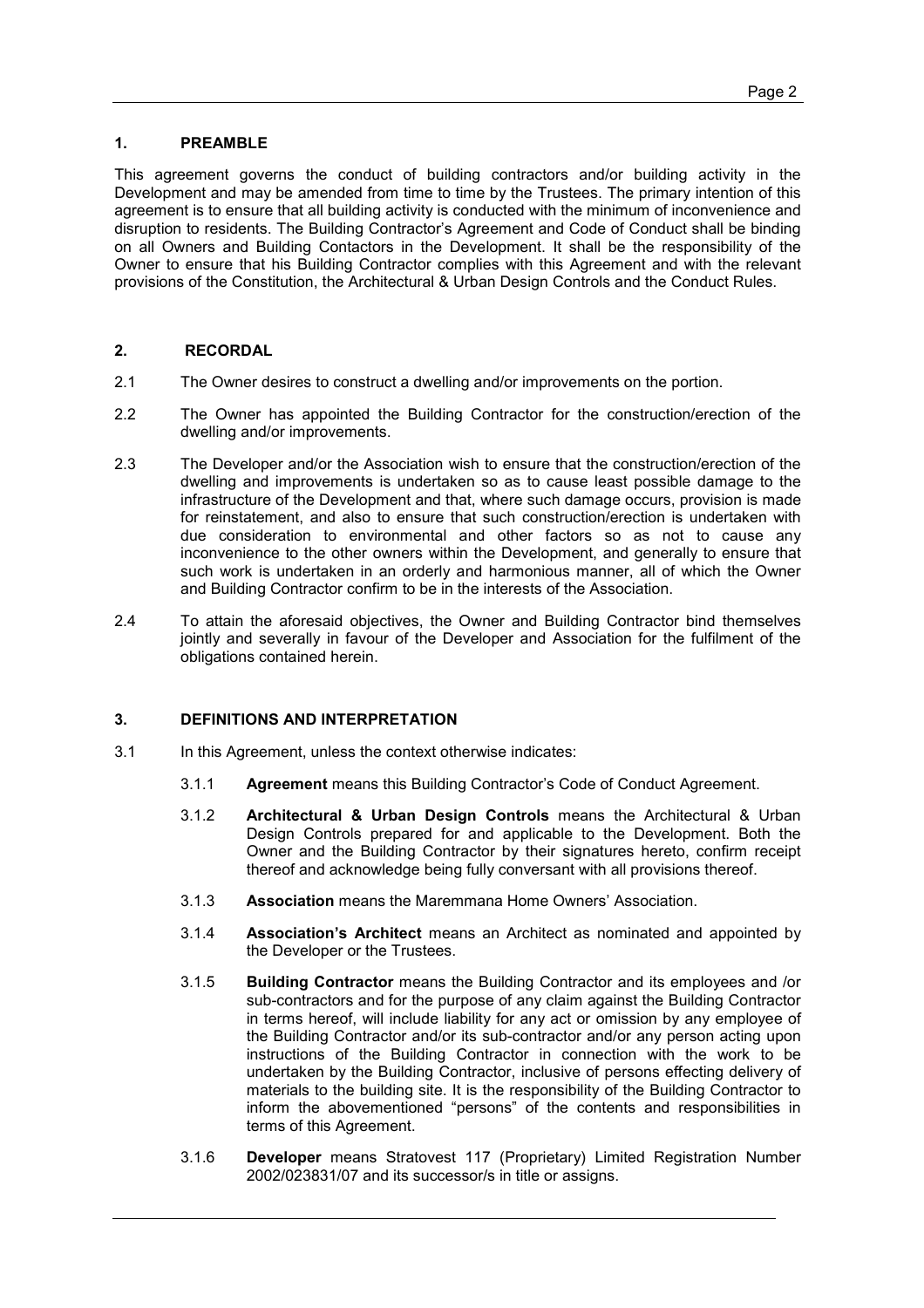## 1. PREAMBLE

This agreement governs the conduct of building contractors and/or building activity in the Development and may be amended from time to time by the Trustees. The primary intention of this agreement is to ensure that all building activity is conducted with the minimum of inconvenience and disruption to residents. The Building Contractor's Agreement and Code of Conduct shall be binding on all Owners and Building Contactors in the Development. It shall be the responsibility of the Owner to ensure that his Building Contractor complies with this Agreement and with the relevant provisions of the Constitution, the Architectural & Urban Design Controls and the Conduct Rules.

## 2. RECORDAL

2.1 The Owner desires to construct a dwelling and/or improvements on the portion.

2.2 The Owner has appointed the Building Contractor for the construction/erection of the dwelling and/or improvements.

2.3 The Developer and/or the Association wish to ensure that the construction/erection of the dwelling and improvements is undertaken so as to cause least possible damage to the infrastructure of the Development and that, where such damage occurs, provision is made for reinstatement, and also to ensure that such construction/erection is undertaken with due consideration to environmental and other factors so as not to cause any inconvenience to the other owners within the Development, and generally to ensure that such work is undertaken in an orderly and harmonious manner, all of which the Owner and Building Contractor confirm to be in the interests of the Association.

2.4 To attain the aforesaid objectives, the Owner and Building Contractor bind themselves jointly and severally in favour of the Developer and Association for the fulfilment of the obligations contained herein.

## 3. DEFINITIONS AND INTERPRETATION

3.1 In this Agreement, unless the context otherwise indicates:

3.1.1 **Agreement** means this Building Contractor's Code of Conduct Agreement.

3.1.2 **Architectural & Urban Design Controls** means the Architectural & Urban Design Controls prepared for and applicable to the Development. Both the Owner and the Building Contractor by their signatures hereto, confirm receipt thereof and acknowledge being fully conversant with all provisions thereof.

3.1.3 **Association** means the Maremmana Home Owners' Association.

3.1.4 **Association's Architect** means an Architect as nominated and appointed by the Developer or the Trustees.

3.1.5 **Building Contractor** means the Building Contractor and its employees and /or sub-contractors and for the purpose of any claim against the Building Contractor in terms hereof, will include liability for any act or omission by any employee of the Building Contractor and/or its sub-contractor and/or any person acting upon instructions of the Building Contractor in connection with the work to be undertaken by the Building Contractor, inclusive of persons effecting delivery of materials to the building site. It is the responsibility of the Building Contractor to inform the abovementioned "persons" of the contents and responsibilities in terms of this Agreement.

3.1.6 **Developer** means Stratovest 117 (Proprietary) Limited Registration Number 2002/023831/07 and its successor/s in title or assigns.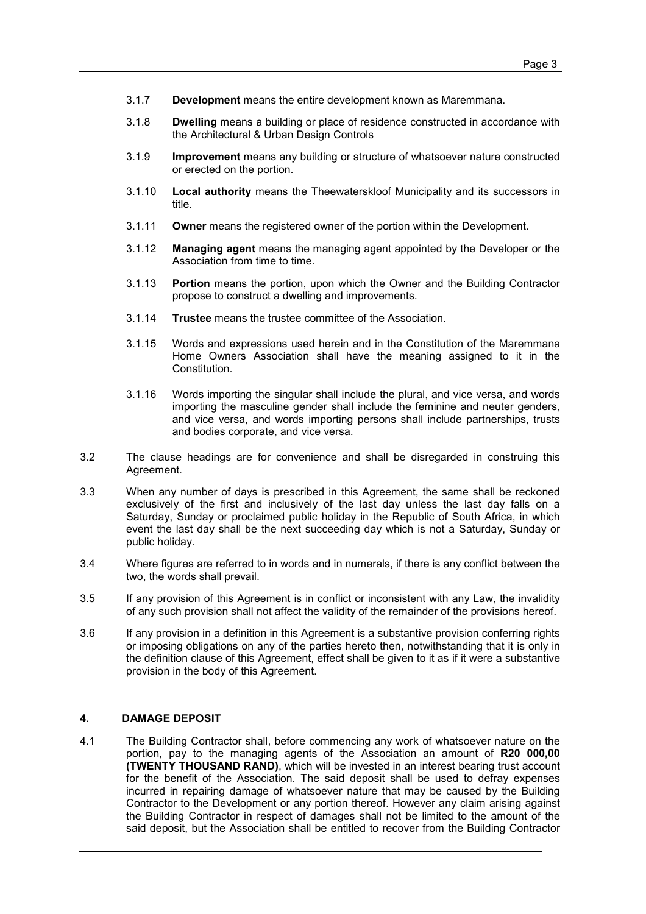3.1.7 **Development** means the entire development known as Maremmana.

3.1.8 **Dwelling** means a building or place of residence constructed in accordance with the Architectural & Urban Design Controls

3.1.9 **Improvement** means any building or structure of whatsoever nature constructed or erected on the portion.

3.1.10 **Local authority** means the Theewaterskloof Municipality and its successors in title.

3.1.11 **Owner** means the registered owner of the portion within the Development.

3.1.12 **Managing agent** means the managing agent appointed by the Developer or the Association from time to time.

3.1.13 **Portion** means the portion, upon which the Owner and the Building Contractor propose to construct a dwelling and improvements.

3.1.14 **Trustee** means the trustee committee of the Association.

3.1.15 Words and expressions used herein and in the Constitution of the Maremmana Home Owners Association shall have the meaning assigned to it in the Constitution.

3.1.16 Words importing the singular shall include the plural, and vice versa, and words importing the masculine gender shall include the feminine and neuter genders, and vice versa, and words importing persons shall include partnerships, trusts and bodies corporate, and vice versa.

3.2 The clause headings are for convenience and shall be disregarded in construing this Agreement.

3.3 When any number of days is prescribed in this Agreement, the same shall be reckoned exclusively of the first and inclusively of the last day unless the last day falls on a Saturday, Sunday or proclaimed public holiday in the Republic of South Africa, in which event the last day shall be the next succeeding day which is not a Saturday, Sunday or public holiday.

3.4 Where figures are referred to in words and in numerals, if there is any conflict between the two, the words shall prevail.

3.5 If any provision of this Agreement is in conflict or inconsistent with any Law, the invalidity of any such provision shall not affect the validity of the remainder of the provisions hereof.

3.6 If any provision in a definition in this Agreement is a substantive provision conferring rights or imposing obligations on any of the parties hereto then, notwithstanding that it is only in the definition clause of this Agreement, effect shall be given to it as if it were a substantive provision in the body of this Agreement.

## 4. DAMAGE DEPOSIT

4.1 The Building Contractor shall, before commencing any work of whatsoever nature on the portion, pay to the managing agents of the Association an amount of **R20 000,00 (TWENTY THOUSAND RAND)**, which will be invested in an interest bearing trust account for the benefit of the Association. The said deposit shall be used to defray expenses incurred in repairing damage of whatsoever nature that may be caused by the Building Contractor to the Development or any portion thereof. However any claim arising against the Building Contractor in respect of damages shall not be limited to the amount of the said deposit, but the Association shall be entitled to recover from the Building Contractor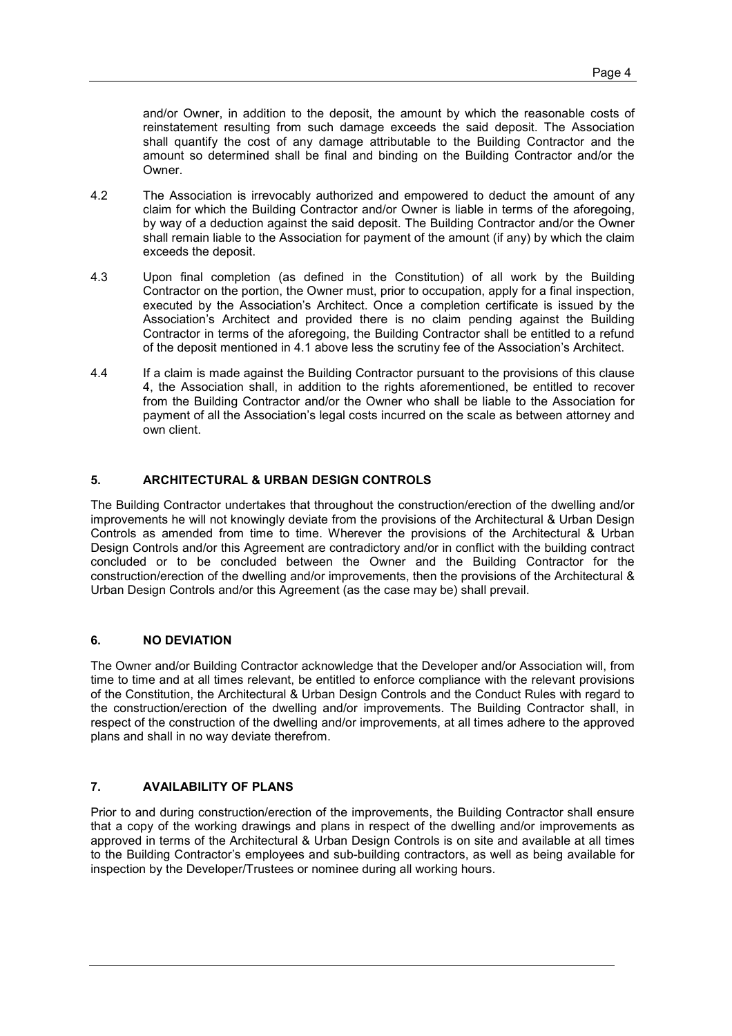and/or Owner, in addition to the deposit, the amount by which the reasonable costs of reinstatement resulting from such damage exceeds the said deposit. The Association shall quantify the cost of any damage attributable to the Building Contractor and the amount so determined shall be final and binding on the Building Contractor and/or the Owner.

4.2 The Association is irrevocably authorized and empowered to deduct the amount of any claim for which the Building Contractor and/or Owner is liable in terms of the aforegoing, by way of a deduction against the said deposit. The Building Contractor and/or the Owner shall remain liable to the Association for payment of the amount (if any) by which the claim exceeds the deposit.

4.3 Upon final completion (as defined in the Constitution) of all work by the Building Contractor on the portion, the Owner must, prior to occupation, apply for a final inspection, executed by the Association's Architect. Once a completion certificate is issued by the Association's Architect and provided there is no claim pending against the Building Contractor in terms of the aforegoing, the Building Contractor shall be entitled to a refund of the deposit mentioned in 4.1 above less the scrutiny fee of the Association's Architect.

4.4 If a claim is made against the Building Contractor pursuant to the provisions of this clause 4, the Association shall, in addition to the rights aforementioned, be entitled to recover from the Building Contractor and/or the Owner who shall be liable to the Association for payment of all the Association's legal costs incurred on the scale as between attorney and own client.

## 5. ARCHITECTURAL & URBAN DESIGN CONTROLS

The Building Contractor undertakes that throughout the construction/erection of the dwelling and/or improvements he will not knowingly deviate from the provisions of the Architectural & Urban Design Controls as amended from time to time. Wherever the provisions of the Architectural & Urban Design Controls and/or this Agreement are contradictory and/or in conflict with the building contract concluded or to be concluded between the Owner and the Building Contractor for the construction/erection of the dwelling and/or improvements, then the provisions of the Architectural & Urban Design Controls and/or this Agreement (as the case may be) shall prevail.

## 6. NO DEVIATION

The Owner and/or Building Contractor acknowledge that the Developer and/or Association will, from time to time and at all times relevant, be entitled to enforce compliance with the relevant provisions of the Constitution, the Architectural & Urban Design Controls and the Conduct Rules with regard to the construction/erection of the dwelling and/or improvements. The Building Contractor shall, in respect of the construction of the dwelling and/or improvements, at all times adhere to the approved plans and shall in no way deviate therefrom.

## 7. AVAILABILITY OF PLANS

Prior to and during construction/erection of the improvements, the Building Contractor shall ensure that a copy of the working drawings and plans in respect of the dwelling and/or improvements as approved in terms of the Architectural & Urban Design Controls is on site and available at all times to the Building Contractor's employees and sub-building contractors, as well as being available for inspection by the Developer/Trustees or nominee during all working hours.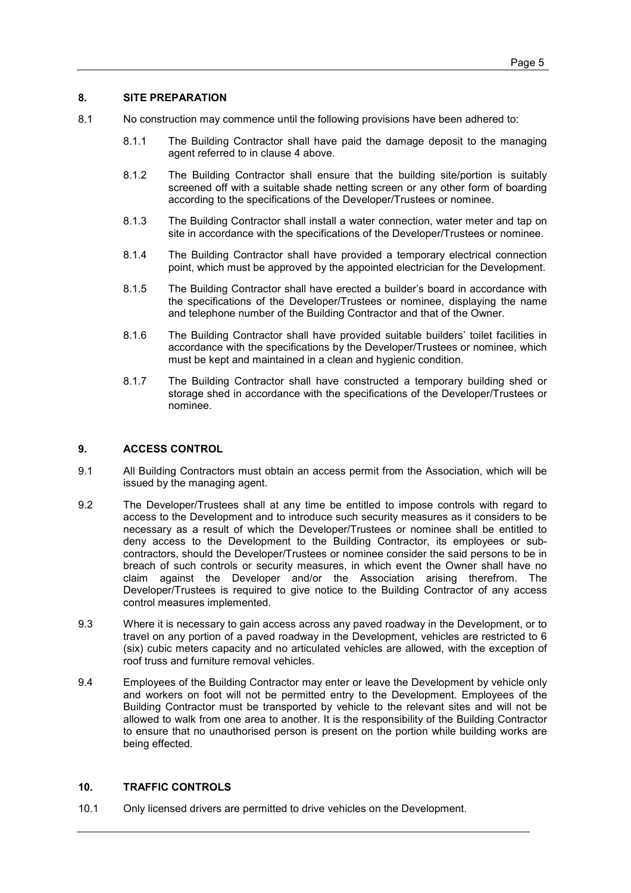## 8. SITE PREPARATION

8.1 No construction may commence until the following provisions have been adhered to:

8.1.1 The Building Contractor shall have paid the damage deposit to the managing agent referred to in clause 4 above.

8.1.2 The Building Contractor shall ensure that the building site/portion is suitably screened off with a suitable shade netting screen or any other form of boarding according to the specifications of the Developer/Trustees or nominee.

8.1.3 The Building Contractor shall install a water connection, water meter and tap on site in accordance with the specifications of the Developer/Trustees or nominee.

8.1.4 The Building Contractor shall have provided a temporary electrical connection point, which must be approved by the appointed electrician for the Development.

8.1.5 The Building Contractor shall have erected a builder's board in accordance with the specifications of the Developer/Trustees or nominee, displaying the name and telephone number of the Building Contractor and that of the Owner.

8.1.6 The Building Contractor shall have provided suitable builders' toilet facilities in accordance with the specifications by the Developer/Trustees or nominee, which must be kept and maintained in a clean and hygienic condition.

8.1.7 The Building Contractor shall have constructed a temporary building shed or storage shed in accordance with the specifications of the Developer/Trustees or nominee.

## 9. ACCESS CONTROL

9.1 All Building Contractors must obtain an access permit from the Association, which will be issued by the managing agent.

9.2 The Developer/Trustees shall at any time be entitled to impose controls with regard to access to the Development and to introduce such security measures as it considers to be necessary as a result of which the Developer/Trustees or nominee shall be entitled to deny access to the Development to the Building Contractor, its employees or sub-contractors, should the Developer/Trustees or nominee consider the said persons to be in breach of such controls or security measures, in which event the Owner shall have no claim against the Developer and/or the Association arising therefrom. The Developer/Trustees is required to give notice to the Building Contractor of any access control measures implemented.

9.3 Where it is necessary to gain access across any paved roadway in the Development, or to travel on any portion of a paved roadway in the Development, vehicles are restricted to 6 (six) cubic meters capacity and no articulated vehicles are allowed, with the exception of roof truss and furniture removal vehicles.

9.4 Employees of the Building Contractor may enter or leave the Development by vehicle only and workers on foot will not be permitted entry to the Development. Employees of the Building Contractor must be transported by vehicle to the relevant sites and will not be allowed to walk from one area to another. It is the responsibility of the Building Contractor to ensure that no unauthorised person is present on the portion while building works are being effected.

## 10. TRAFFIC CONTROLS

10.1 Only licensed drivers are permitted to drive vehicles on the Development.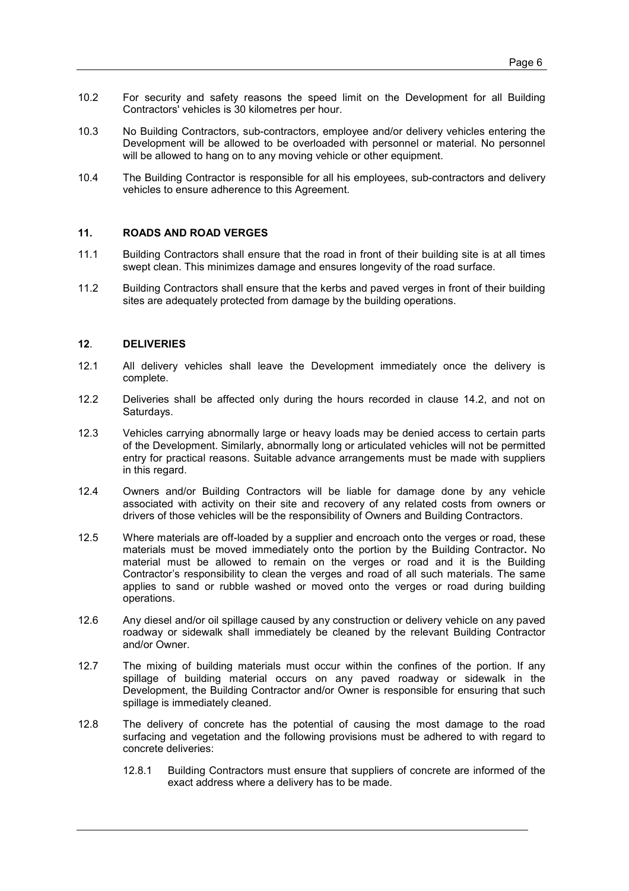10.2 For security and safety reasons the speed limit on the Development for all Building Contractors' vehicles is 30 kilometres per hour.

10.3 No Building Contractors, sub-contractors, employee and/or delivery vehicles entering the Development will be allowed to be overloaded with personnel or material. No personnel will be allowed to hang on to any moving vehicle or other equipment.

10.4 The Building Contractor is responsible for all his employees, sub-contractors and delivery vehicles to ensure adherence to this Agreement.

## 11. ROADS AND ROAD VERGES

11.1 Building Contractors shall ensure that the road in front of their building site is at all times swept clean. This minimizes damage and ensures longevity of the road surface.

11.2 Building Contractors shall ensure that the kerbs and paved verges in front of their building sites are adequately protected from damage by the building operations.

## 12. DELIVERIES

12.1 All delivery vehicles shall leave the Development immediately once the delivery is complete.

12.2 Deliveries shall be affected only during the hours recorded in clause 14.2, and not on Saturdays.

12.3 Vehicles carrying abnormally large or heavy loads may be denied access to certain parts of the Development. Similarly, abnormally long or articulated vehicles will not be permitted entry for practical reasons. Suitable advance arrangements must be made with suppliers in this regard.

12.4 Owners and/or Building Contractors will be liable for damage done by any vehicle associated with activity on their site and recovery of any related costs from owners or drivers of those vehicles will be the responsibility of Owners and Building Contractors.

12.5 Where materials are off-loaded by a supplier and encroach onto the verges or road, these materials must be moved immediately onto the portion by the Building Contractor**.** No material must be allowed to remain on the verges or road and it is the Building Contractor's responsibility to clean the verges and road of all such materials. The same applies to sand or rubble washed or moved onto the verges or road during building operations.

12.6 Any diesel and/or oil spillage caused by any construction or delivery vehicle on any paved roadway or sidewalk shall immediately be cleaned by the relevant Building Contractor and/or Owner.

12.7 The mixing of building materials must occur within the confines of the portion. If any spillage of building material occurs on any paved roadway or sidewalk in the Development, the Building Contractor and/or Owner is responsible for ensuring that such spillage is immediately cleaned.

12.8 The delivery of concrete has the potential of causing the most damage to the road surfacing and vegetation and the following provisions must be adhered to with regard to concrete deliveries:

12.8.1 Building Contractors must ensure that suppliers of concrete are informed of the exact address where a delivery has to be made.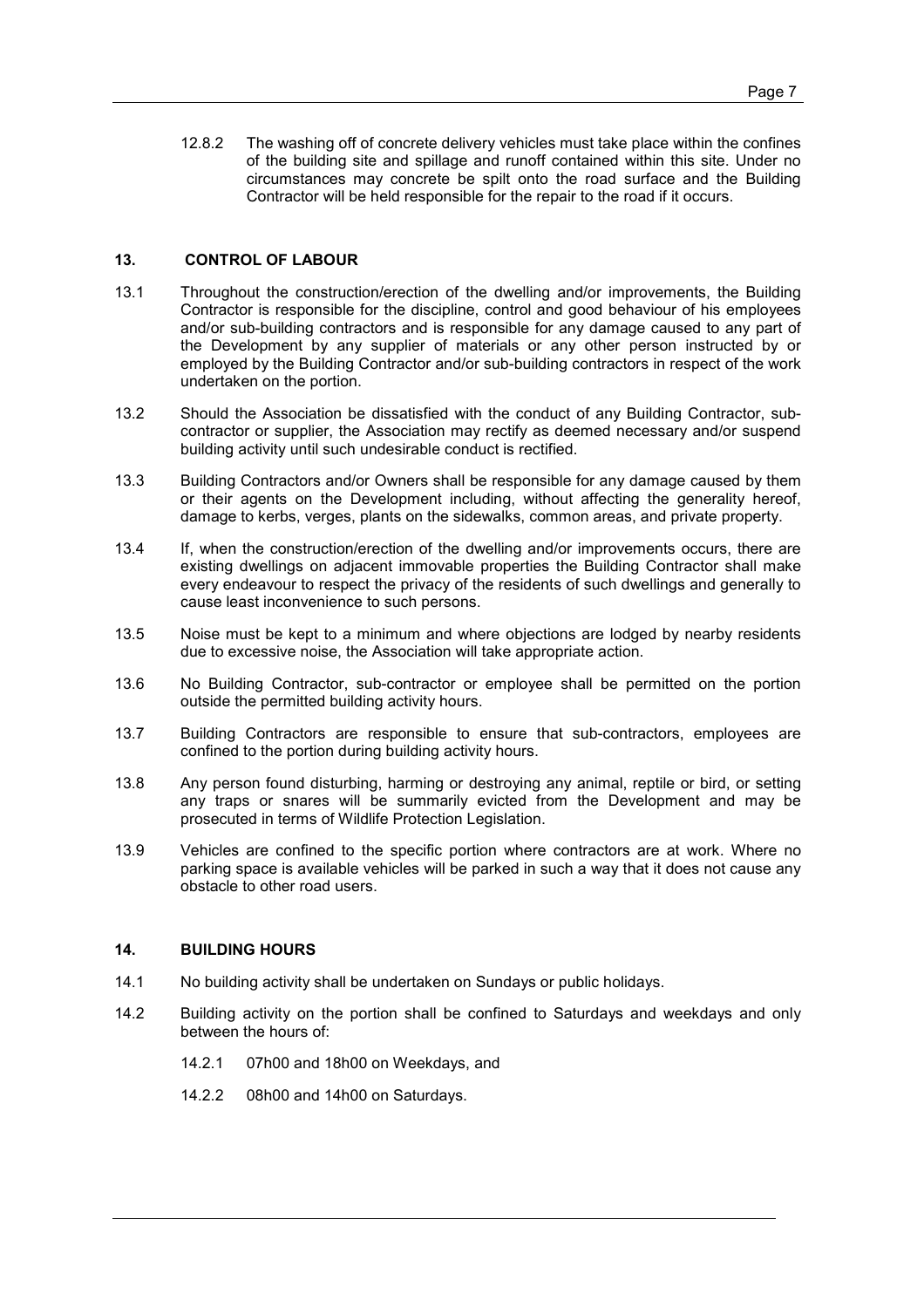12.8.2 The washing off of concrete delivery vehicles must take place within the confines of the building site and spillage and runoff contained within this site. Under no circumstances may concrete be spilt onto the road surface and the Building Contractor will be held responsible for the repair to the road if it occurs.

## 13. CONTROL OF LABOUR

13.1 Throughout the construction/erection of the dwelling and/or improvements, the Building Contractor is responsible for the discipline, control and good behaviour of his employees and/or sub-building contractors and is responsible for any damage caused to any part of the Development by any supplier of materials or any other person instructed by or employed by the Building Contractor and/or sub-building contractors in respect of the work undertaken on the portion.

13.2 Should the Association be dissatisfied with the conduct of any Building Contractor, sub-contractor or supplier, the Association may rectify as deemed necessary and/or suspend building activity until such undesirable conduct is rectified.

13.3 Building Contractors and/or Owners shall be responsible for any damage caused by them or their agents on the Development including, without affecting the generality hereof, damage to kerbs, verges, plants on the sidewalks, common areas, and private property.

13.4 If, when the construction/erection of the dwelling and/or improvements occurs, there are existing dwellings on adjacent immovable properties the Building Contractor shall make every endeavour to respect the privacy of the residents of such dwellings and generally to cause least inconvenience to such persons.

13.5 Noise must be kept to a minimum and where objections are lodged by nearby residents due to excessive noise, the Association will take appropriate action.

13.6 No Building Contractor, sub-contractor or employee shall be permitted on the portion outside the permitted building activity hours.

13.7 Building Contractors are responsible to ensure that sub-contractors, employees are confined to the portion during building activity hours.

13.8 Any person found disturbing, harming or destroying any animal, reptile or bird, or setting any traps or snares will be summarily evicted from the Development and may be prosecuted in terms of Wildlife Protection Legislation.

13.9 Vehicles are confined to the specific portion where contractors are at work. Where no parking space is available vehicles will be parked in such a way that it does not cause any obstacle to other road users.

## 14. BUILDING HOURS

14.1 No building activity shall be undertaken on Sundays or public holidays.

14.2 Building activity on the portion shall be confined to Saturdays and weekdays and only between the hours of:

- 14.2.1 07h00 and 18h00 on Weekdays, and
- 14.2.2 08h00 and 14h00 on Saturdays.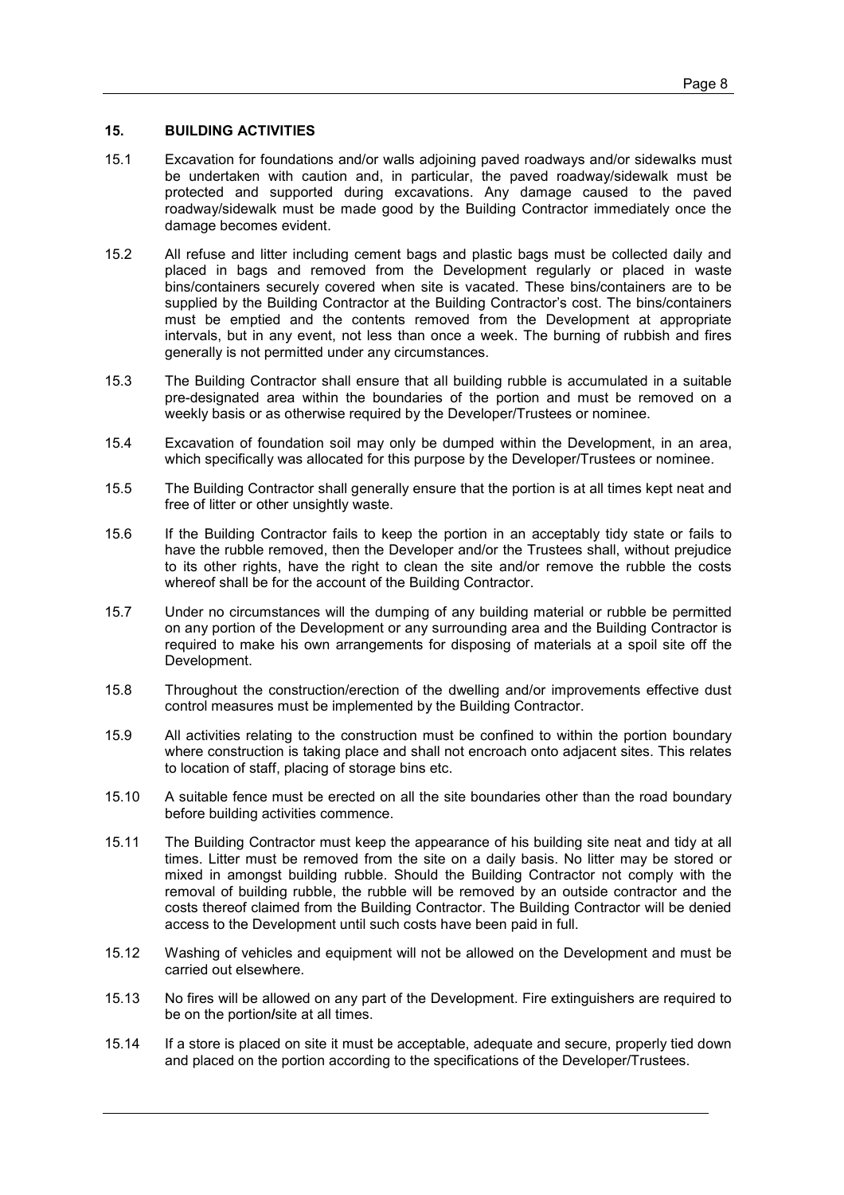## 15. BUILDING ACTIVITIES

15.1 Excavation for foundations and/or walls adjoining paved roadways and/or sidewalks must be undertaken with caution and, in particular, the paved roadway/sidewalk must be protected and supported during excavations. Any damage caused to the paved roadway/sidewalk must be made good by the Building Contractor immediately once the damage becomes evident.

15.2 All refuse and litter including cement bags and plastic bags must be collected daily and placed in bags and removed from the Development regularly or placed in waste bins/containers securely covered when site is vacated. These bins/containers are to be supplied by the Building Contractor at the Building Contractor's cost. The bins/containers must be emptied and the contents removed from the Development at appropriate intervals, but in any event, not less than once a week. The burning of rubbish and fires generally is not permitted under any circumstances.

15.3 The Building Contractor shall ensure that all building rubble is accumulated in a suitable pre-designated area within the boundaries of the portion and must be removed on a weekly basis or as otherwise required by the Developer/Trustees or nominee.

15.4 Excavation of foundation soil may only be dumped within the Development, in an area, which specifically was allocated for this purpose by the Developer/Trustees or nominee.

15.5 The Building Contractor shall generally ensure that the portion is at all times kept neat and free of litter or other unsightly waste.

15.6 If the Building Contractor fails to keep the portion in an acceptably tidy state or fails to have the rubble removed, then the Developer and/or the Trustees shall, without prejudice to its other rights, have the right to clean the site and/or remove the rubble the costs whereof shall be for the account of the Building Contractor.

15.7 Under no circumstances will the dumping of any building material or rubble be permitted on any portion of the Development or any surrounding area and the Building Contractor is required to make his own arrangements for disposing of materials at a spoil site off the Development.

15.8 Throughout the construction/erection of the dwelling and/or improvements effective dust control measures must be implemented by the Building Contractor.

15.9 All activities relating to the construction must be confined to within the portion boundary where construction is taking place and shall not encroach onto adjacent sites. This relates to location of staff, placing of storage bins etc.

15.10 A suitable fence must be erected on all the site boundaries other than the road boundary before building activities commence.

15.11 The Building Contractor must keep the appearance of his building site neat and tidy at all times. Litter must be removed from the site on a daily basis. No litter may be stored or mixed in amongst building rubble. Should the Building Contractor not comply with the removal of building rubble, the rubble will be removed by an outside contractor and the costs thereof claimed from the Building Contractor. The Building Contractor will be denied access to the Development until such costs have been paid in full.

15.12 Washing of vehicles and equipment will not be allowed on the Development and must be carried out elsewhere.

15.13 No fires will be allowed on any part of the Development. Fire extinguishers are required to be on the portion/site at all times.

15.14 If a store is placed on site it must be acceptable, adequate and secure, properly tied down and placed on the portion according to the specifications of the Developer/Trustees.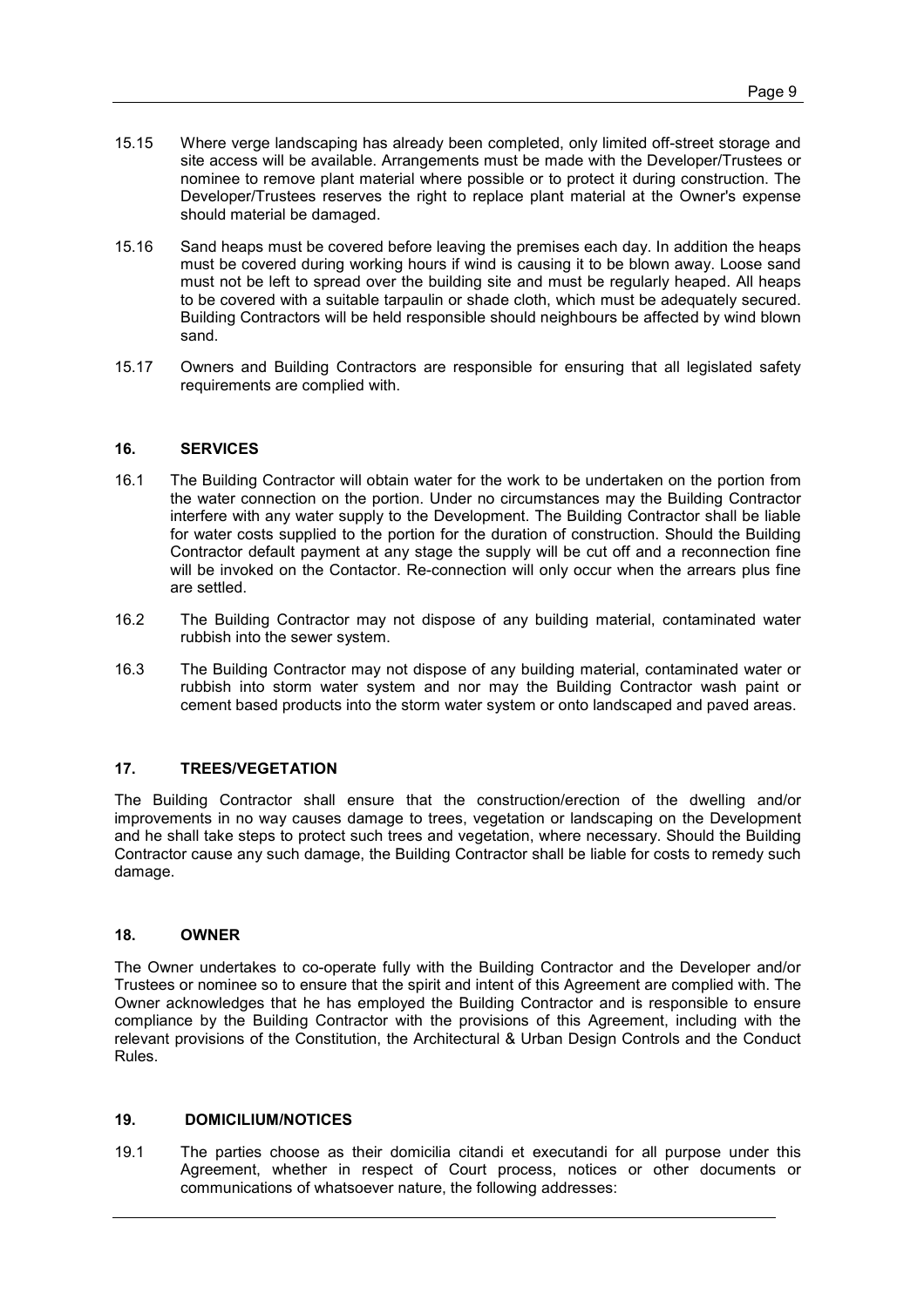15.15 Where verge landscaping has already been completed, only limited off-street storage and site access will be available. Arrangements must be made with the Developer/Trustees or nominee to remove plant material where possible or to protect it during construction. The Developer/Trustees reserves the right to replace plant material at the Owner's expense should material be damaged.

15.16 Sand heaps must be covered before leaving the premises each day. In addition the heaps must be covered during working hours if wind is causing it to be blown away. Loose sand must not be left to spread over the building site and must be regularly heaped. All heaps to be covered with a suitable tarpaulin or shade cloth, which must be adequately secured. Building Contractors will be held responsible should neighbours be affected by wind blown sand.

15.17 Owners and Building Contractors are responsible for ensuring that all legislated safety requirements are complied with.

## 16. SERVICES

16.1 The Building Contractor will obtain water for the work to be undertaken on the portion from the water connection on the portion. Under no circumstances may the Building Contractor interfere with any water supply to the Development. The Building Contractor shall be liable for water costs supplied to the portion for the duration of construction. Should the Building Contractor default payment at any stage the supply will be cut off and a reconnection fine will be invoked on the Contactor. Re-connection will only occur when the arrears plus fine are settled.

16.2 The Building Contractor may not dispose of any building material, contaminated water rubbish into the sewer system.

16.3 The Building Contractor may not dispose of any building material, contaminated water or rubbish into storm water system and nor may the Building Contractor wash paint or cement based products into the storm water system or onto landscaped and paved areas.

## 17. TREES/VEGETATION

The Building Contractor shall ensure that the construction/erection of the dwelling and/or improvements in no way causes damage to trees, vegetation or landscaping on the Development and he shall take steps to protect such trees and vegetation, where necessary. Should the Building Contractor cause any such damage, the Building Contractor shall be liable for costs to remedy such damage.

## 18. OWNER

The Owner undertakes to co-operate fully with the Building Contractor and the Developer and/or Trustees or nominee so to ensure that the spirit and intent of this Agreement are complied with. The Owner acknowledges that he has employed the Building Contractor and is responsible to ensure compliance by the Building Contractor with the provisions of this Agreement, including with the relevant provisions of the Constitution, the Architectural & Urban Design Controls and the Conduct Rules.

## 19. DOMICILIUM/NOTICES

19.1 The parties choose as their domicilia citandi et executandi for all purpose under this Agreement, whether in respect of Court process, notices or other documents or communications of whatsoever nature, the following addresses: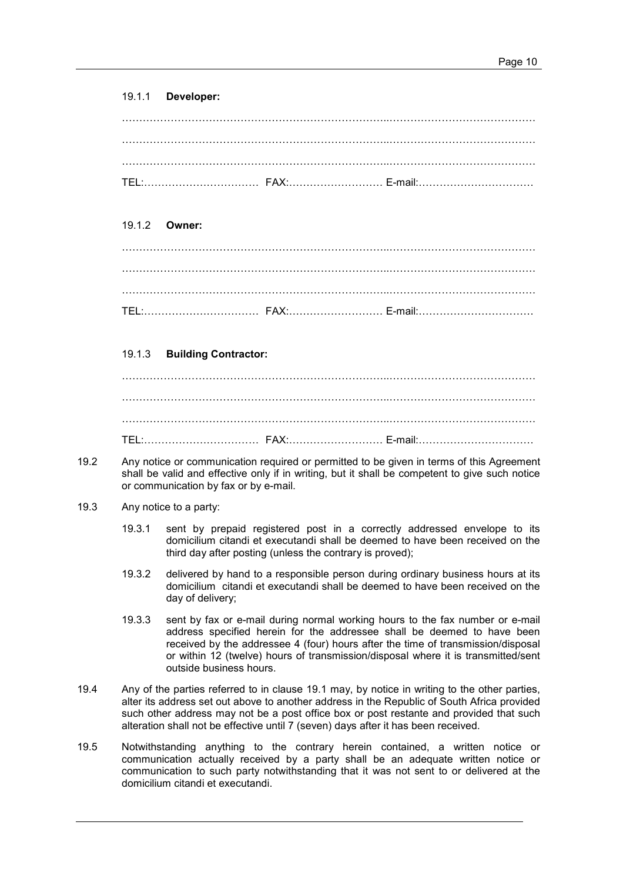19.1.1 **Developer:**

……………………………………………………………………………………………………………

……………………………………………………………………………………………………………

……………………………………………………………………………………………………………

TEL:…………………………… FAX:……………………… E-mail:……………………………

19.1.2 **Owner:**

……………………………………………………………………………………………………………

……………………………………………………………………………………………………………

……………………………………………………………………………………………………………

TEL:…………………………… FAX:……………………… E-mail:……………………………

19.1.3 **Building Contractor:**

……………………………………………………………………………………………………………

……………………………………………………………………………………………………………

……………………………………………………………………………………………………………

TEL:…………………………… FAX:……………………… E-mail:……………………………

19.2 Any notice or communication required or permitted to be given in terms of this Agreement shall be valid and effective only if in writing, but it shall be competent to give such notice or communication by fax or by e-mail.

19.3 Any notice to a party:

19.3.1 sent by prepaid registered post in a correctly addressed envelope to its domicilium citandi et executandi shall be deemed to have been received on the third day after posting (unless the contrary is proved);

19.3.2 delivered by hand to a responsible person during ordinary business hours at its domicilium citandi et executandi shall be deemed to have been received on the day of delivery;

19.3.3 sent by fax or e-mail during normal working hours to the fax number or e-mail address specified herein for the addressee shall be deemed to have been received by the addressee 4 (four) hours after the time of transmission/disposal or within 12 (twelve) hours of transmission/disposal where it is transmitted/sent outside business hours.

19.4 Any of the parties referred to in clause 19.1 may, by notice in writing to the other parties, alter its address set out above to another address in the Republic of South Africa provided such other address may not be a post office box or post restante and provided that such alteration shall not be effective until 7 (seven) days after it has been received.

19.5 Notwithstanding anything to the contrary herein contained, a written notice or communication actually received by a party shall be an adequate written notice or communication to such party notwithstanding that it was not sent to or delivered at the domicilium citandi et executandi.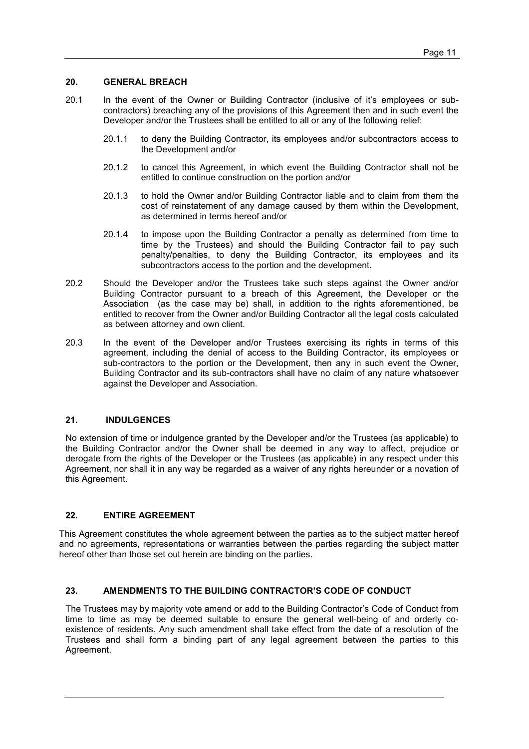## 20. GENERAL BREACH

20.1 In the event of the Owner or Building Contractor (inclusive of it's employees or sub-contractors) breaching any of the provisions of this Agreement then and in such event the Developer and/or the Trustees shall be entitled to all or any of the following relief:

20.1.1 to deny the Building Contractor, its employees and/or subcontractors access to the Development and/or

20.1.2 to cancel this Agreement, in which event the Building Contractor shall not be entitled to continue construction on the portion and/or

20.1.3 to hold the Owner and/or Building Contractor liable and to claim from them the cost of reinstatement of any damage caused by them within the Development, as determined in terms hereof and/or

20.1.4 to impose upon the Building Contractor a penalty as determined from time to time by the Trustees) and should the Building Contractor fail to pay such penalty/penalties, to deny the Building Contractor, its employees and its subcontractors access to the portion and the development.

20.2 Should the Developer and/or the Trustees take such steps against the Owner and/or Building Contractor pursuant to a breach of this Agreement, the Developer or the Association (as the case may be) shall, in addition to the rights aforementioned, be entitled to recover from the Owner and/or Building Contractor all the legal costs calculated as between attorney and own client.

20.3 In the event of the Developer and/or Trustees exercising its rights in terms of this agreement, including the denial of access to the Building Contractor, its employees or sub-contractors to the portion or the Development, then any in such event the Owner, Building Contractor and its sub-contractors shall have no claim of any nature whatsoever against the Developer and Association.

## 21. INDULGENCES

No extension of time or indulgence granted by the Developer and/or the Trustees (as applicable) to the Building Contractor and/or the Owner shall be deemed in any way to affect, prejudice or derogate from the rights of the Developer or the Trustees (as applicable) in any respect under this Agreement, nor shall it in any way be regarded as a waiver of any rights hereunder or a novation of this Agreement.

## 22. ENTIRE AGREEMENT

This Agreement constitutes the whole agreement between the parties as to the subject matter hereof and no agreements, representations or warranties between the parties regarding the subject matter hereof other than those set out herein are binding on the parties.

## 23. AMENDMENTS TO THE BUILDING CONTRACTOR'S CODE OF CONDUCT

The Trustees may by majority vote amend or add to the Building Contractor's Code of Conduct from time to time as may be deemed suitable to ensure the general well-being of and orderly co-existence of residents. Any such amendment shall take effect from the date of a resolution of the Trustees and shall form a binding part of any legal agreement between the parties to this Agreement.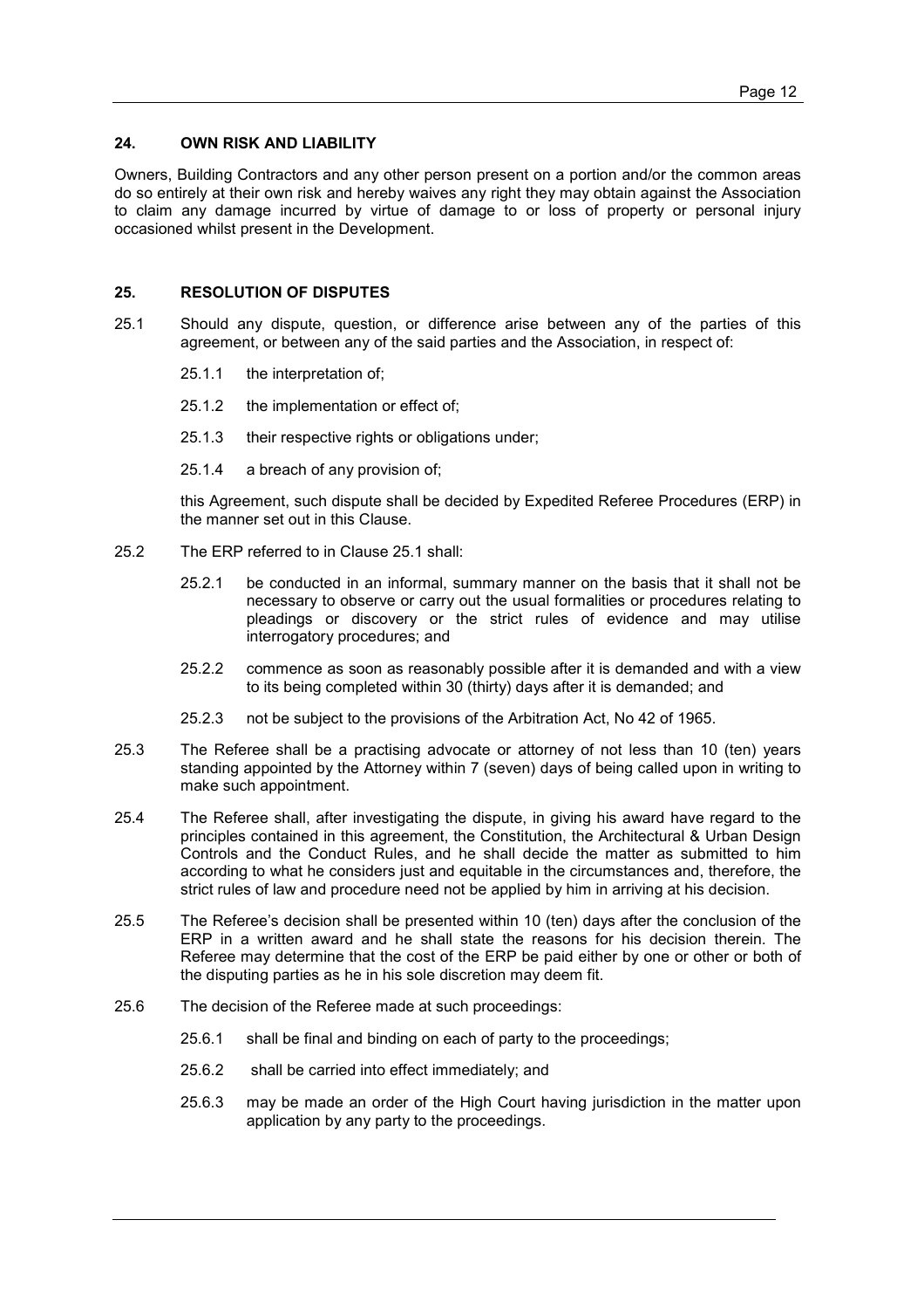## 24. OWN RISK AND LIABILITY

Owners, Building Contractors and any other person present on a portion and/or the common areas do so entirely at their own risk and hereby waives any right they may obtain against the Association to claim any damage incurred by virtue of damage to or loss of property or personal injury occasioned whilst present in the Development.

## 25. RESOLUTION OF DISPUTES

25.1 Should any dispute, question, or difference arise between any of the parties of this agreement, or between any of the said parties and the Association, in respect of:

- 25.1.1 the interpretation of;
- 25.1.2 the implementation or effect of;
- 25.1.3 their respective rights or obligations under;
- 25.1.4 a breach of any provision of;

this Agreement, such dispute shall be decided by Expedited Referee Procedures (ERP) in the manner set out in this Clause.

25.2 The ERP referred to in Clause 25.1 shall:

- 25.2.1 be conducted in an informal, summary manner on the basis that it shall not be necessary to observe or carry out the usual formalities or procedures relating to pleadings or discovery or the strict rules of evidence and may utilise interrogatory procedures; and
- 25.2.2 commence as soon as reasonably possible after it is demanded and with a view to its being completed within 30 (thirty) days after it is demanded; and
- 25.2.3 not be subject to the provisions of the Arbitration Act, No 42 of 1965.

25.3 The Referee shall be a practising advocate or attorney of not less than 10 (ten) years standing appointed by the Attorney within 7 (seven) days of being called upon in writing to make such appointment.

25.4 The Referee shall, after investigating the dispute, in giving his award have regard to the principles contained in this agreement, the Constitution, the Architectural & Urban Design Controls and the Conduct Rules, and he shall decide the matter as submitted to him according to what he considers just and equitable in the circumstances and, therefore, the strict rules of law and procedure need not be applied by him in arriving at his decision.

25.5 The Referee's decision shall be presented within 10 (ten) days after the conclusion of the ERP in a written award and he shall state the reasons for his decision therein. The Referee may determine that the cost of the ERP be paid either by one or other or both of the disputing parties as he in his sole discretion may deem fit.

25.6 The decision of the Referee made at such proceedings:

- 25.6.1 shall be final and binding on each of party to the proceedings;
- 25.6.2 shall be carried into effect immediately; and
- 25.6.3 may be made an order of the High Court having jurisdiction in the matter upon application by any party to the proceedings.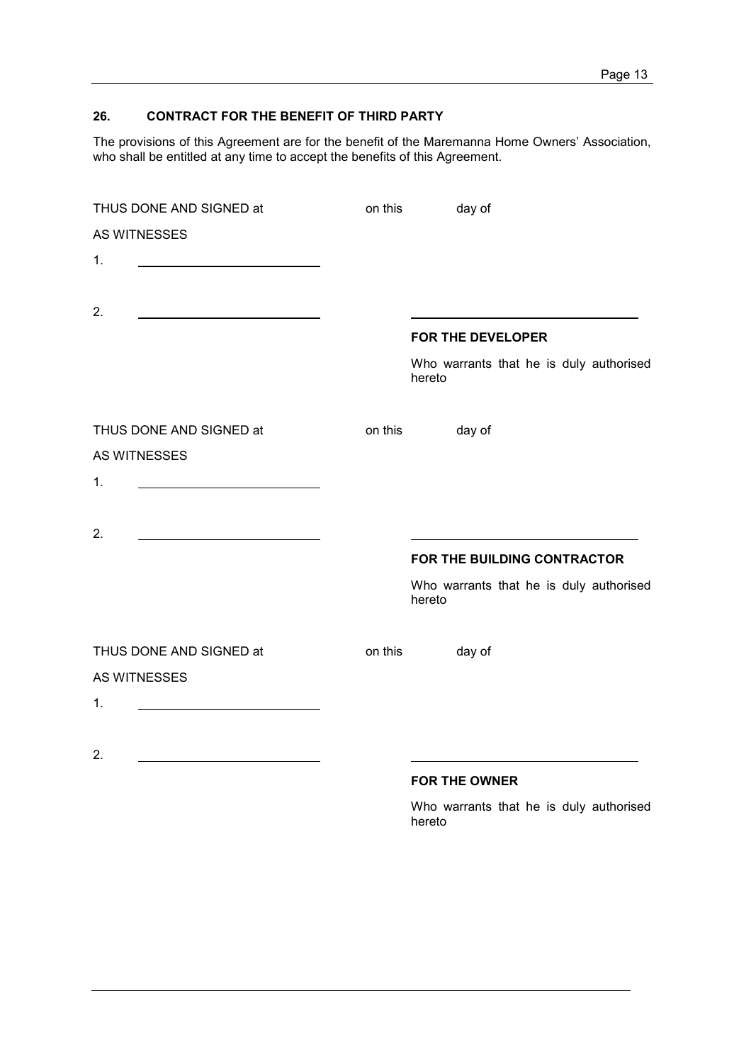## 26. CONTRACT FOR THE BENEFIT OF THIRD PARTY

The provisions of this Agreement are for the benefit of the Maremanna Home Owners' Association, who shall be entitled at any time to accept the benefits of this Agreement.

THUS DONE AND SIGNED at                 on this          day of

AS WITNESSES

1. ____________________________

2. ____________________________

____________________________

**FOR THE DEVELOPER**

Who warrants that he is duly authorised hereto

THUS DONE AND SIGNED at                 on this          day of

AS WITNESSES

1. ____________________________

2. ____________________________

____________________________

**FOR THE BUILDING CONTRACTOR**

Who warrants that he is duly authorised hereto

THUS DONE AND SIGNED at                 on this          day of

AS WITNESSES

1. ____________________________

2. ____________________________

____________________________

**FOR THE OWNER**

Who warrants that he is duly authorised hereto